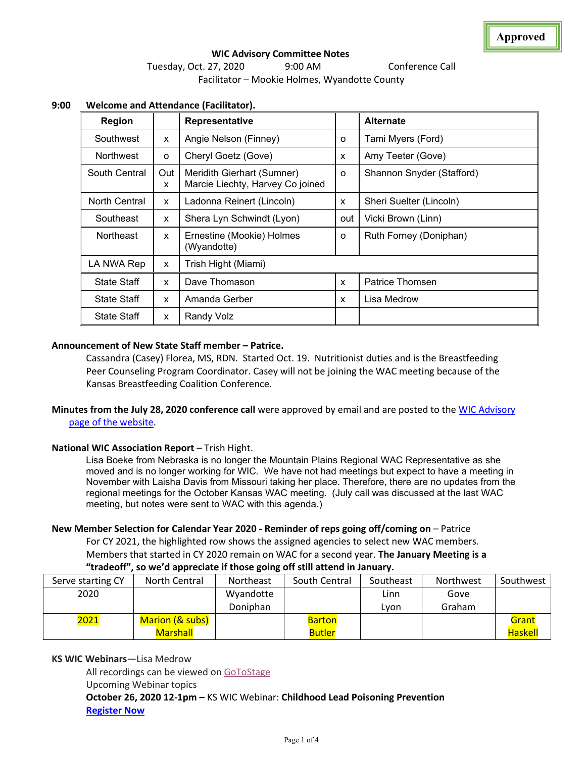Approved

# WIC Advisory Committee Notes

Tuesday, Oct. 27, 2020 9:00 AM Conference Call

Facilitator – Mookie Holmes, Wyandotte County

**9:00 Welcome and Attendance (Facilitator).**

| Region | | Representative | | Alternate |
|---|---|---|---|---|
| Southwest | x | Angie Nelson (Finney) | o | Tami Myers (Ford) |
| Northwest | o | Cheryl Goetz (Gove) | x | Amy Teeter (Gove) |
| South Central | Out x | Meridith Gierhart (Sumner) Marcie Liechty, Harvey Co joined | o | Shannon Snyder (Stafford) |
| North Central | x | Ladonna Reinert (Lincoln) | x | Sheri Suelter (Lincoln) |
| Southeast | x | Shera Lyn Schwindt (Lyon) | out | Vicki Brown (Linn) |
| Northeast | x | Ernestine (Mookie) Holmes (Wyandotte) | o | Ruth Forney (Doniphan) |
| LA NWA Rep | x | Trish Hight (Miami) | | |
| State Staff | x | Dave Thomason | x | Patrice Thomsen |
| State Staff | x | Amanda Gerber | x | Lisa Medrow |
| State Staff | x | Randy Volz | | |

**Announcement of New State Staff member – Patrice.**

Cassandra (Casey) Florea, MS, RDN. Started Oct. 19. Nutritionist duties and is the Breastfeeding Peer Counseling Program Coordinator. Casey will not be joining the WAC meeting because of the Kansas Breastfeeding Coalition Conference.

**Minutes from the July 28, 2020 conference call** were approved by email and are posted to the WIC Advisory page of the website.

**National WIC Association Report** – Trish Hight.

Lisa Boeke from Nebraska is no longer the Mountain Plains Regional WAC Representative as she moved and is no longer working for WIC. We have not had meetings but expect to have a meeting in November with Laisha Davis from Missouri taking her place. Therefore, there are no updates from the regional meetings for the October Kansas WAC meeting. (July call was discussed at the last WAC meeting, but notes were sent to WAC with this agenda.)

**New Member Selection for Calendar Year 2020 - Reminder of reps going off/coming on** – Patrice

For CY 2021, the highlighted row shows the assigned agencies to select new WAC members. Members that started in CY 2020 remain on WAC for a second year. **The January Meeting is a "tradeoff", so we'd appreciate if those going off still attend in January.**

| Serve starting CY | North Central | Northeast | South Central | Southeast | Northwest | Southwest |
|---|---|---|---|---|---|---|
| 2020 | | Wyandotte Doniphan | | Linn Lyon | Gove Graham | |
| 2021 | Marion (& subs) Marshall | | Barton Butler | | | Grant Haskell |

**KS WIC Webinars**—Lisa Medrow

All recordings can be viewed on GoToStage

Upcoming Webinar topics

**October 26, 2020 12-1pm –** KS WIC Webinar: **Childhood Lead Poisoning Prevention**

**Register Now**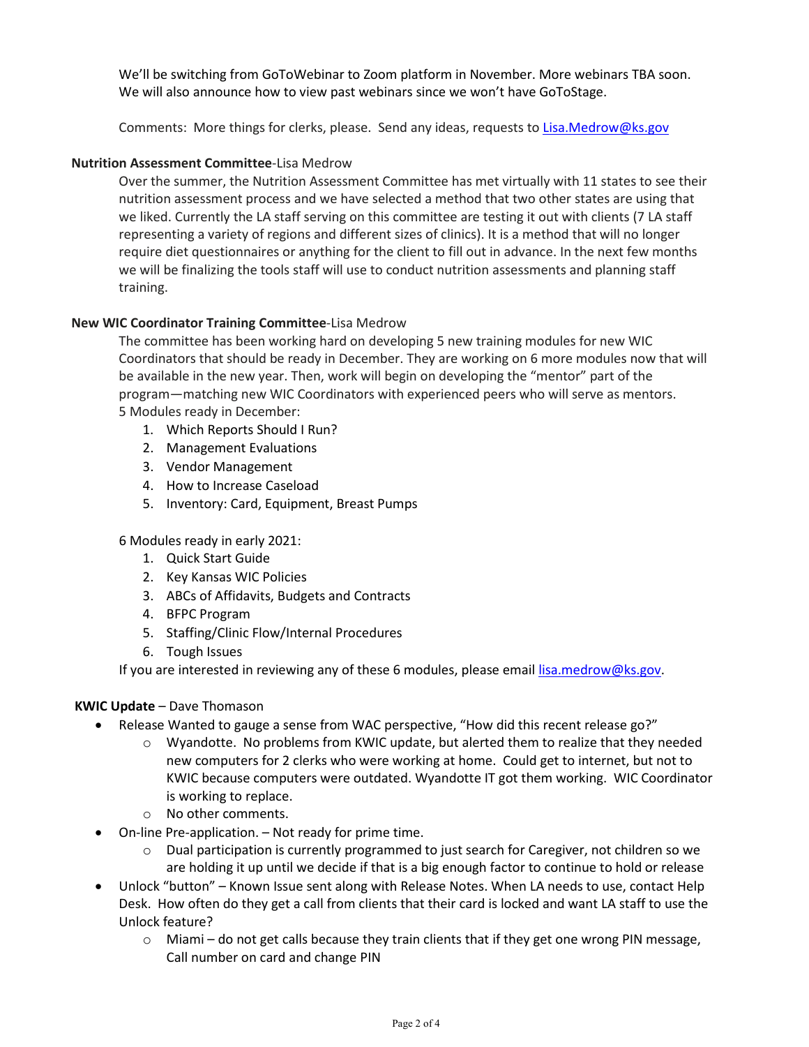We'll be switching from GoToWebinar to Zoom platform in November. More webinars TBA soon. We will also announce how to view past webinars since we won't have GoToStage.

Comments: More things for clerks, please. Send any ideas, requests to Lisa.Medrow@ks.gov

**Nutrition Assessment Committee**-Lisa Medrow

Over the summer, the Nutrition Assessment Committee has met virtually with 11 states to see their nutrition assessment process and we have selected a method that two other states are using that we liked. Currently the LA staff serving on this committee are testing it out with clients (7 LA staff representing a variety of regions and different sizes of clinics). It is a method that will no longer require diet questionnaires or anything for the client to fill out in advance. In the next few months we will be finalizing the tools staff will use to conduct nutrition assessments and planning staff training.

**New WIC Coordinator Training Committee**-Lisa Medrow

The committee has been working hard on developing 5 new training modules for new WIC Coordinators that should be ready in December. They are working on 6 more modules now that will be available in the new year. Then, work will begin on developing the "mentor" part of the program—matching new WIC Coordinators with experienced peers who will serve as mentors.

5 Modules ready in December:

1. Which Reports Should I Run?
2. Management Evaluations
3. Vendor Management
4. How to Increase Caseload
5. Inventory: Card, Equipment, Breast Pumps

6 Modules ready in early 2021:

1. Quick Start Guide
2. Key Kansas WIC Policies
3. ABCs of Affidavits, Budgets and Contracts
4. BFPC Program
5. Staffing/Clinic Flow/Internal Procedures
6. Tough Issues

If you are interested in reviewing any of these 6 modules, please email lisa.medrow@ks.gov.

**KWIC Update** – Dave Thomason

- Release Wanted to gauge a sense from WAC perspective, "How did this recent release go?"
  - Wyandotte. No problems from KWIC update, but alerted them to realize that they needed new computers for 2 clerks who were working at home. Could get to internet, but not to KWIC because computers were outdated. Wyandotte IT got them working. WIC Coordinator is working to replace.
  - No other comments.
- On-line Pre-application. – Not ready for prime time.
  - Dual participation is currently programmed to just search for Caregiver, not children so we are holding it up until we decide if that is a big enough factor to continue to hold or release
- Unlock "button" – Known Issue sent along with Release Notes. When LA needs to use, contact Help Desk. How often do they get a call from clients that their card is locked and want LA staff to use the Unlock feature?
  - Miami – do not get calls because they train clients that if they get one wrong PIN message, Call number on card and change PIN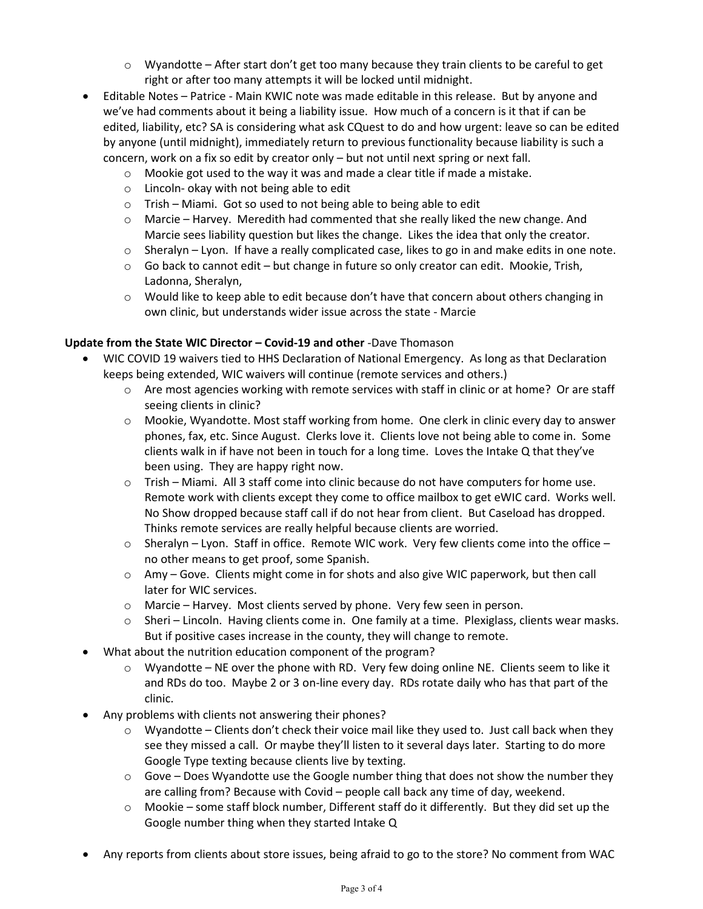- Wyandotte – After start don't get too many because they train clients to be careful to get right or after too many attempts it will be locked until midnight.
- Editable Notes – Patrice - Main KWIC note was made editable in this release. But by anyone and we've had comments about it being a liability issue. How much of a concern is it that if can be edited, liability, etc? SA is considering what ask CQuest to do and how urgent: leave so can be edited by anyone (until midnight), immediately return to previous functionality because liability is such a concern, work on a fix so edit by creator only – but not until next spring or next fall.
  - Mookie got used to the way it was and made a clear title if made a mistake.
  - Lincoln- okay with not being able to edit
  - Trish – Miami. Got so used to not being able to being able to edit
  - Marcie – Harvey. Meredith had commented that she really liked the new change. And Marcie sees liability question but likes the change. Likes the idea that only the creator.
  - Sheralyn – Lyon. If have a really complicated case, likes to go in and make edits in one note.
  - Go back to cannot edit – but change in future so only creator can edit. Mookie, Trish, Ladonna, Sheralyn,
  - Would like to keep able to edit because don't have that concern about others changing in own clinic, but understands wider issue across the state - Marcie

**Update from the State WIC Director – Covid-19 and other** -Dave Thomason

- WIC COVID 19 waivers tied to HHS Declaration of National Emergency. As long as that Declaration keeps being extended, WIC waivers will continue (remote services and others.)
  - Are most agencies working with remote services with staff in clinic or at home? Or are staff seeing clients in clinic?
  - Mookie, Wyandotte. Most staff working from home. One clerk in clinic every day to answer phones, fax, etc. Since August. Clerks love it. Clients love not being able to come in. Some clients walk in if have not been in touch for a long time. Loves the Intake Q that they've been using. They are happy right now.
  - Trish – Miami. All 3 staff come into clinic because do not have computers for home use. Remote work with clients except they come to office mailbox to get eWIC card. Works well. No Show dropped because staff call if do not hear from client. But Caseload has dropped. Thinks remote services are really helpful because clients are worried.
  - Sheralyn – Lyon. Staff in office. Remote WIC work. Very few clients come into the office – no other means to get proof, some Spanish.
  - Amy – Gove. Clients might come in for shots and also give WIC paperwork, but then call later for WIC services.
  - Marcie – Harvey. Most clients served by phone. Very few seen in person.
  - Sheri – Lincoln. Having clients come in. One family at a time. Plexiglass, clients wear masks. But if positive cases increase in the county, they will change to remote.
- What about the nutrition education component of the program?
  - Wyandotte – NE over the phone with RD. Very few doing online NE. Clients seem to like it and RDs do too. Maybe 2 or 3 on-line every day. RDs rotate daily who has that part of the clinic.
- Any problems with clients not answering their phones?
  - Wyandotte – Clients don't check their voice mail like they used to. Just call back when they see they missed a call. Or maybe they'll listen to it several days later. Starting to do more Google Type texting because clients live by texting.
  - Gove – Does Wyandotte use the Google number thing that does not show the number they are calling from? Because with Covid – people call back any time of day, weekend.
  - Mookie – some staff block number, Different staff do it differently. But they did set up the Google number thing when they started Intake Q
- Any reports from clients about store issues, being afraid to go to the store? No comment from WAC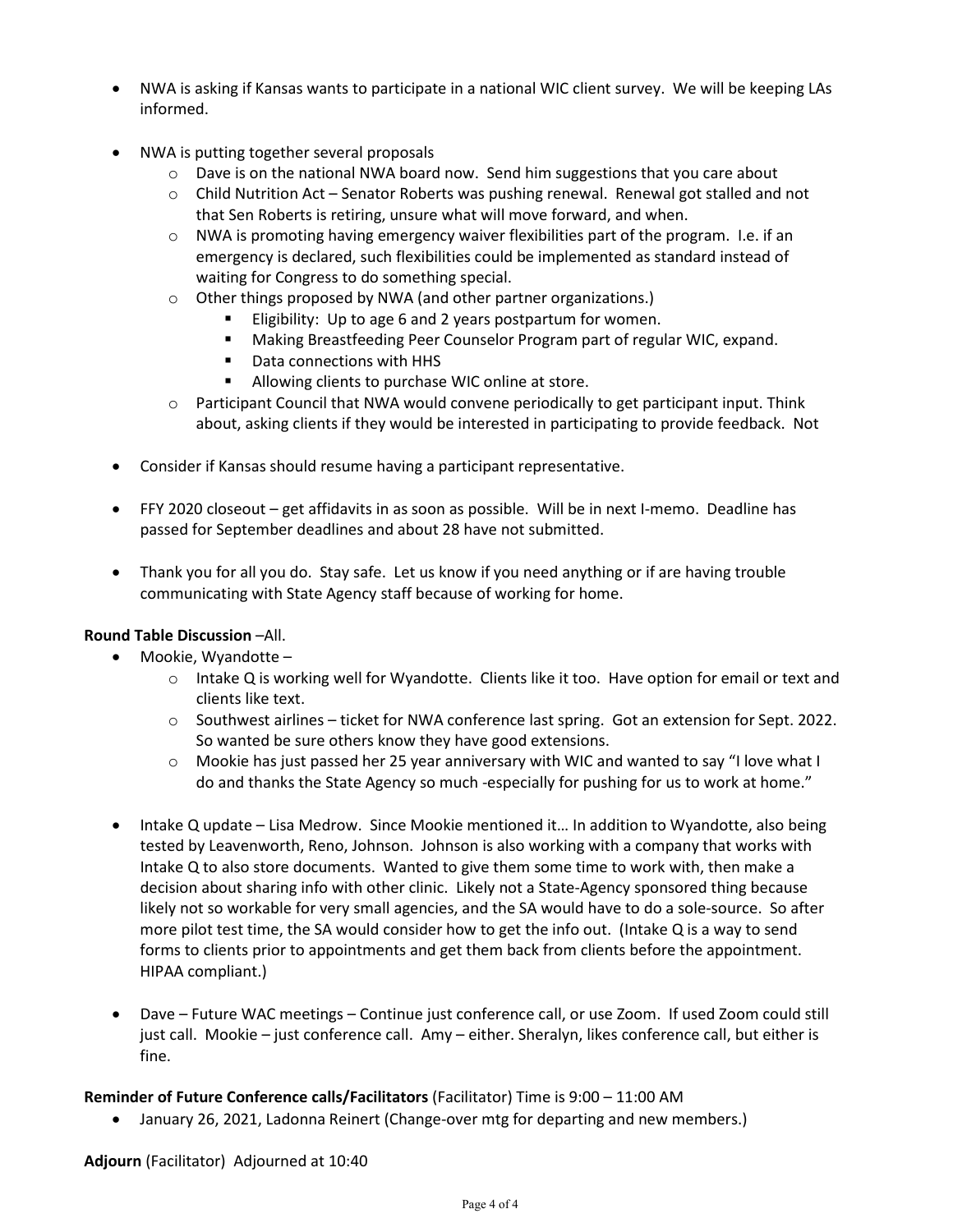- NWA is asking if Kansas wants to participate in a national WIC client survey. We will be keeping LAs informed.

- NWA is putting together several proposals
  - Dave is on the national NWA board now. Send him suggestions that you care about
  - Child Nutrition Act – Senator Roberts was pushing renewal. Renewal got stalled and not that Sen Roberts is retiring, unsure what will move forward, and when.
  - NWA is promoting having emergency waiver flexibilities part of the program. I.e. if an emergency is declared, such flexibilities could be implemented as standard instead of waiting for Congress to do something special.
  - Other things proposed by NWA (and other partner organizations.)
    - Eligibility: Up to age 6 and 2 years postpartum for women.
    - Making Breastfeeding Peer Counselor Program part of regular WIC, expand.
    - Data connections with HHS
    - Allowing clients to purchase WIC online at store.
  - Participant Council that NWA would convene periodically to get participant input. Think about, asking clients if they would be interested in participating to provide feedback. Not

- Consider if Kansas should resume having a participant representative.

- FFY 2020 closeout – get affidavits in as soon as possible. Will be in next I-memo. Deadline has passed for September deadlines and about 28 have not submitted.

- Thank you for all you do. Stay safe. Let us know if you need anything or if are having trouble communicating with State Agency staff because of working for home.

**Round Table Discussion** –All.

- Mookie, Wyandotte –
  - Intake Q is working well for Wyandotte. Clients like it too. Have option for email or text and clients like text.
  - Southwest airlines – ticket for NWA conference last spring. Got an extension for Sept. 2022. So wanted be sure others know they have good extensions.
  - Mookie has just passed her 25 year anniversary with WIC and wanted to say "I love what I do and thanks the State Agency so much -especially for pushing for us to work at home."

- Intake Q update – Lisa Medrow. Since Mookie mentioned it… In addition to Wyandotte, also being tested by Leavenworth, Reno, Johnson. Johnson is also working with a company that works with Intake Q to also store documents. Wanted to give them some time to work with, then make a decision about sharing info with other clinic. Likely not a State-Agency sponsored thing because likely not so workable for very small agencies, and the SA would have to do a sole-source. So after more pilot test time, the SA would consider how to get the info out. (Intake Q is a way to send forms to clients prior to appointments and get them back from clients before the appointment. HIPAA compliant.)

- Dave – Future WAC meetings – Continue just conference call, or use Zoom. If used Zoom could still just call. Mookie – just conference call. Amy – either. Sheralyn, likes conference call, but either is fine.

**Reminder of Future Conference calls/Facilitators** (Facilitator) Time is 9:00 – 11:00 AM

- January 26, 2021, Ladonna Reinert (Change-over mtg for departing and new members.)

**Adjourn** (Facilitator) Adjourned at 10:40